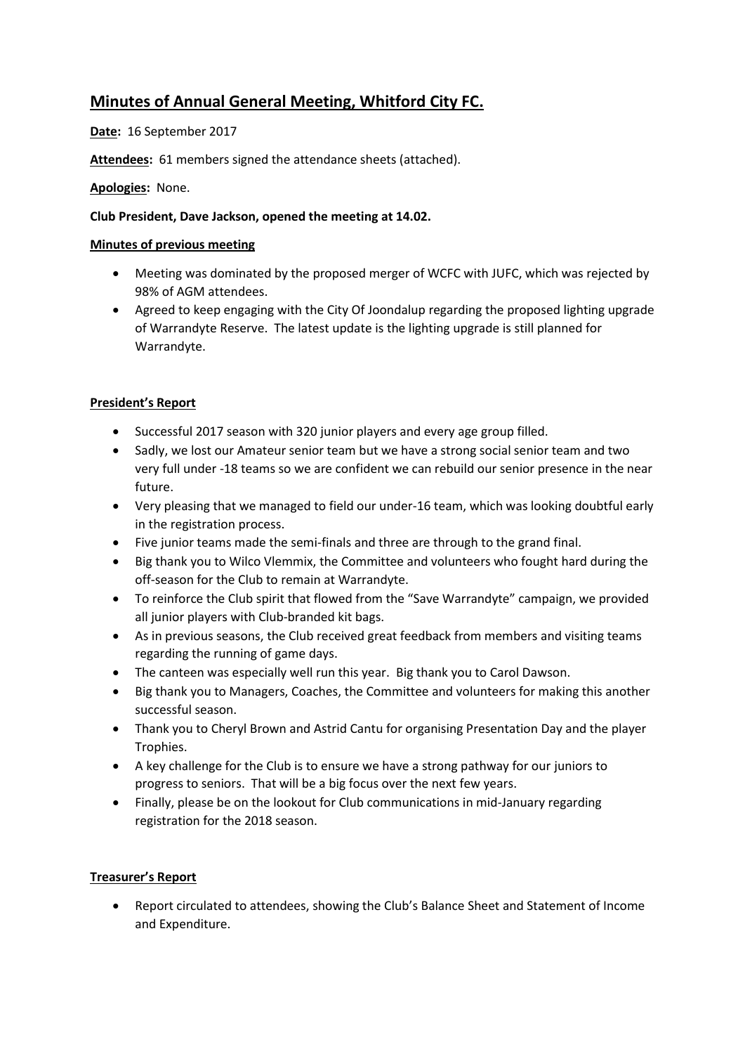# Minutes of Annual General Meeting, Whitford City FC.

**Date:** 16 September 2017

**Attendees:** 61 members signed the attendance sheets (attached).

**Apologies:** None.

**Club President, Dave Jackson, opened the meeting at 14.02.**

## Minutes of previous meeting

- Meeting was dominated by the proposed merger of WCFC with JUFC, which was rejected by 98% of AGM attendees.
- Agreed to keep engaging with the City Of Joondalup regarding the proposed lighting upgrade of Warrandyte Reserve. The latest update is the lighting upgrade is still planned for Warrandyte.

## President's Report

- Successful 2017 season with 320 junior players and every age group filled.
- Sadly, we lost our Amateur senior team but we have a strong social senior team and two very full under -18 teams so we are confident we can rebuild our senior presence in the near future.
- Very pleasing that we managed to field our under-16 team, which was looking doubtful early in the registration process.
- Five junior teams made the semi-finals and three are through to the grand final.
- Big thank you to Wilco Vlemmix, the Committee and volunteers who fought hard during the off-season for the Club to remain at Warrandyte.
- To reinforce the Club spirit that flowed from the "Save Warrandyte" campaign, we provided all junior players with Club-branded kit bags.
- As in previous seasons, the Club received great feedback from members and visiting teams regarding the running of game days.
- The canteen was especially well run this year. Big thank you to Carol Dawson.
- Big thank you to Managers, Coaches, the Committee and volunteers for making this another successful season.
- Thank you to Cheryl Brown and Astrid Cantu for organising Presentation Day and the player Trophies.
- A key challenge for the Club is to ensure we have a strong pathway for our juniors to progress to seniors. That will be a big focus over the next few years.
- Finally, please be on the lookout for Club communications in mid-January regarding registration for the 2018 season.

## Treasurer's Report

- Report circulated to attendees, showing the Club's Balance Sheet and Statement of Income and Expenditure.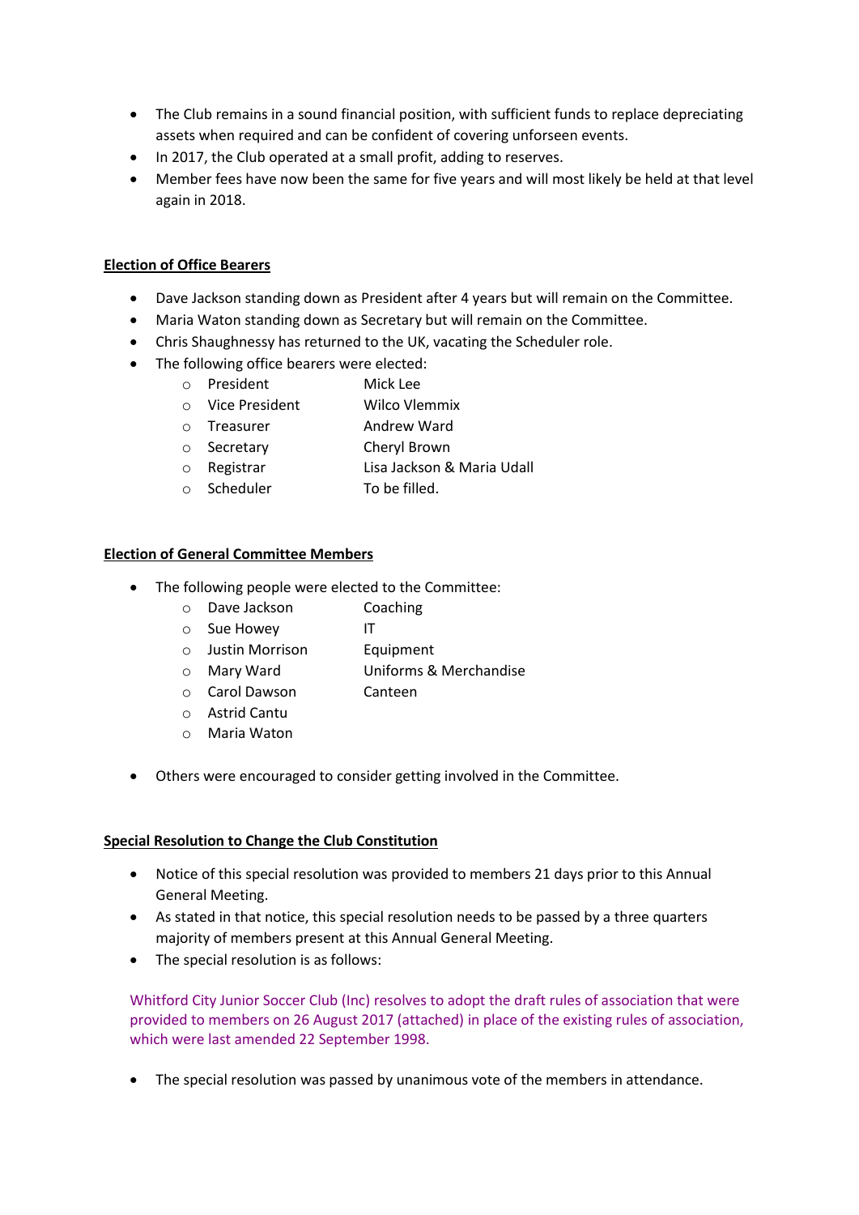- The Club remains in a sound financial position, with sufficient funds to replace depreciating assets when required and can be confident of covering unforseen events.
- In 2017, the Club operated at a small profit, adding to reserves.
- Member fees have now been the same for five years and will most likely be held at that level again in 2018.

**Election of Office Bearers**

- Dave Jackson standing down as President after 4 years but will remain on the Committee.
- Maria Waton standing down as Secretary but will remain on the Committee.
- Chris Shaughnessy has returned to the UK, vacating the Scheduler role.
- The following office bearers were elected:
    - President                Mick Lee
    - Vice President        Wilco Vlemmix
    - Treasurer              Andrew Ward
    - Secretary              Cheryl Brown
    - Registrar               Lisa Jackson & Maria Udall
    - Scheduler              To be filled.

**Election of General Committee Members**

- The following people were elected to the Committee:
    - Dave Jackson          Coaching
    - Sue Howey              IT
    - Justin Morrison       Equipment
    - Mary Ward              Uniforms & Merchandise
    - Carol Dawson          Canteen
    - Astrid Cantu
    - Maria Waton

- Others were encouraged to consider getting involved in the Committee.

**Special Resolution to Change the Club Constitution**

- Notice of this special resolution was provided to members 21 days prior to this Annual General Meeting.
- As stated in that notice, this special resolution needs to be passed by a three quarters majority of members present at this Annual General Meeting.
- The special resolution is as follows:

Whitford City Junior Soccer Club (Inc) resolves to adopt the draft rules of association that were provided to members on 26 August 2017 (attached) in place of the existing rules of association, which were last amended 22 September 1998.

- The special resolution was passed by unanimous vote of the members in attendance.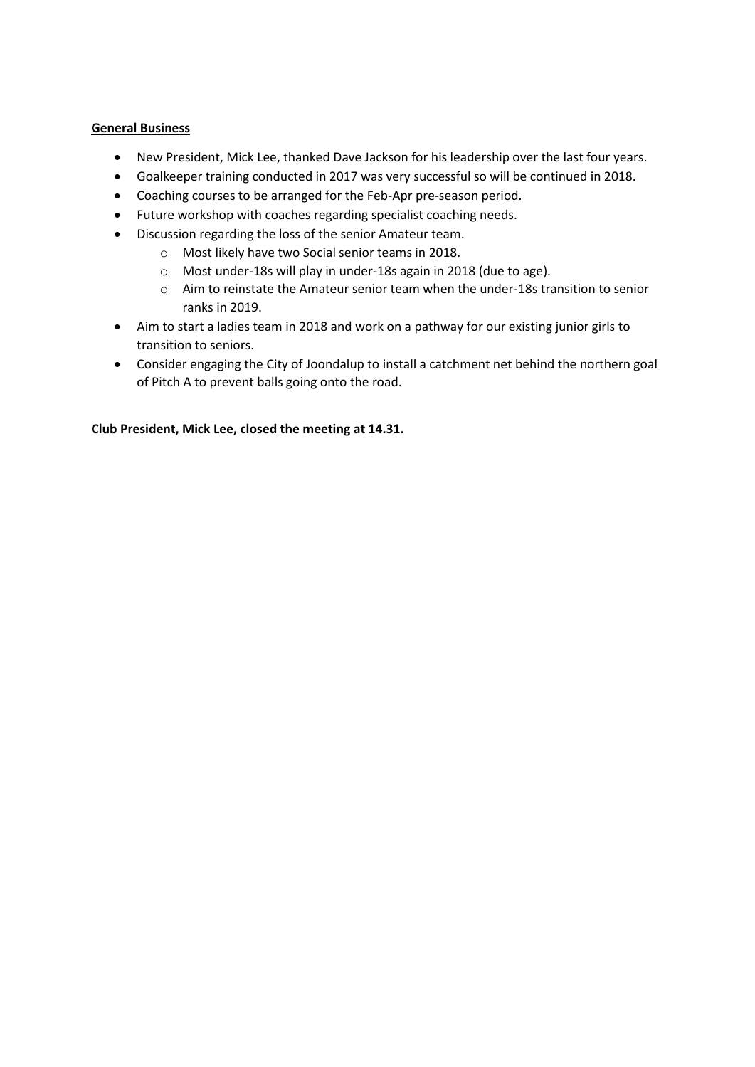**General Business**

- New President, Mick Lee, thanked Dave Jackson for his leadership over the last four years.
- Goalkeeper training conducted in 2017 was very successful so will be continued in 2018.
- Coaching courses to be arranged for the Feb-Apr pre-season period.
- Future workshop with coaches regarding specialist coaching needs.
- Discussion regarding the loss of the senior Amateur team.
  - Most likely have two Social senior teams in 2018.
  - Most under-18s will play in under-18s again in 2018 (due to age).
  - Aim to reinstate the Amateur senior team when the under-18s transition to senior ranks in 2019.
- Aim to start a ladies team in 2018 and work on a pathway for our existing junior girls to transition to seniors.
- Consider engaging the City of Joondalup to install a catchment net behind the northern goal of Pitch A to prevent balls going onto the road.

**Club President, Mick Lee, closed the meeting at 14.31.**